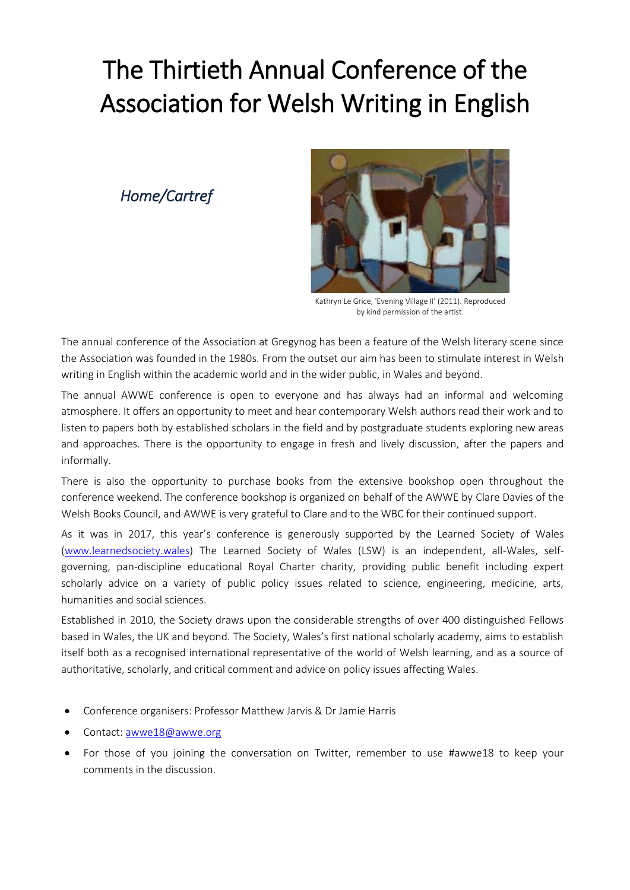# The Thirtieth Annual Conference of the Association for Welsh Writing in English

## *Home/Cartref*

Kathryn Le Grice, 'Evening Village II' (2011). Reproduced by kind permission of the artist.

The annual conference of the Association at Gregynog has been a feature of the Welsh literary scene since the Association was founded in the 1980s. From the outset our aim has been to stimulate interest in Welsh writing in English within the academic world and in the wider public, in Wales and beyond.

The annual AWWE conference is open to everyone and has always had an informal and welcoming atmosphere. It offers an opportunity to meet and hear contemporary Welsh authors read their work and to listen to papers both by established scholars in the field and by postgraduate students exploring new areas and approaches. There is the opportunity to engage in fresh and lively discussion, after the papers and informally.

There is also the opportunity to purchase books from the extensive bookshop open throughout the conference weekend. The conference bookshop is organized on behalf of the AWWE by Clare Davies of the Welsh Books Council, and AWWE is very grateful to Clare and to the WBC for their continued support.

As it was in 2017, this year's conference is generously supported by the Learned Society of Wales ([www.learnedsociety.wales](http://www.learnedsociety.wales)) The Learned Society of Wales (LSW) is an independent, all-Wales, self-governing, pan-discipline educational Royal Charter charity, providing public benefit including expert scholarly advice on a variety of public policy issues related to science, engineering, medicine, arts, humanities and social sciences.

Established in 2010, the Society draws upon the considerable strengths of over 400 distinguished Fellows based in Wales, the UK and beyond. The Society, Wales's first national scholarly academy, aims to establish itself both as a recognised international representative of the world of Welsh learning, and as a source of authoritative, scholarly, and critical comment and advice on policy issues affecting Wales.

- Conference organisers: Professor Matthew Jarvis & Dr Jamie Harris
- Contact: [awwe18@awwe.org](mailto:awwe18@awwe.org)
- For those of you joining the conversation on Twitter, remember to use #awwe18 to keep your comments in the discussion.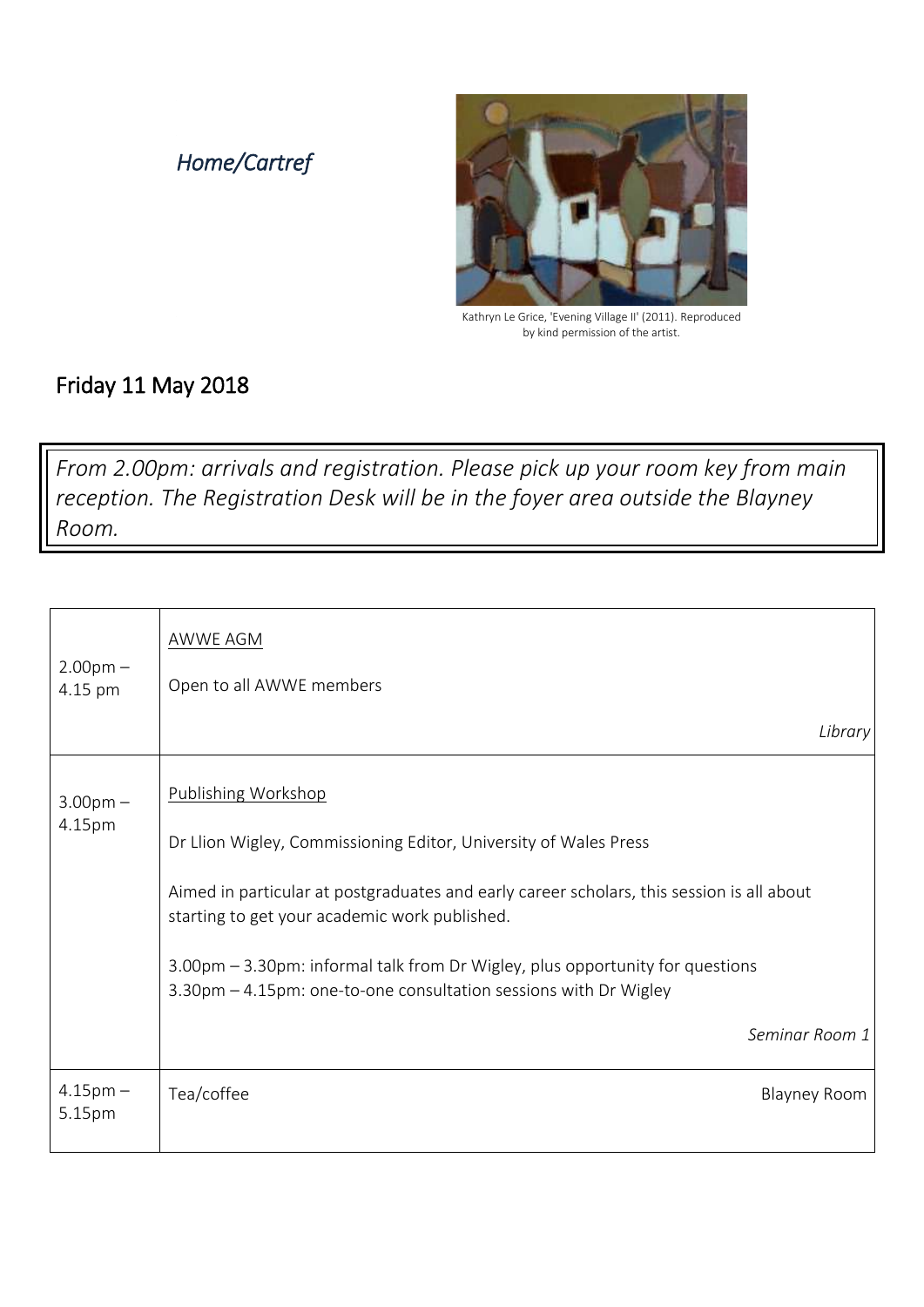*Home/Cartref*

Kathryn Le Grice, 'Evening Village II' (2011). Reproduced by kind permission of the artist.

## Friday 11 May 2018

*From 2.00pm: arrivals and registration. Please pick up your room key from main reception. The Registration Desk will be in the foyer area outside the Blayney Room.*

| | |
|---|---|
| 2.00pm – 4.15 pm | AWWE AGM<br><br>Open to all AWWE members<br><br>*Library* |
| 3.00pm – 4.15pm | Publishing Workshop<br><br>Dr Llion Wigley, Commissioning Editor, University of Wales Press<br><br>Aimed in particular at postgraduates and early career scholars, this session is all about starting to get your academic work published.<br><br>3.00pm – 3.30pm: informal talk from Dr Wigley, plus opportunity for questions<br>3.30pm – 4.15pm: one-to-one consultation sessions with Dr Wigley<br><br>*Seminar Room 1* |
| 4.15pm – 5.15pm | Tea/coffee Blayney Room |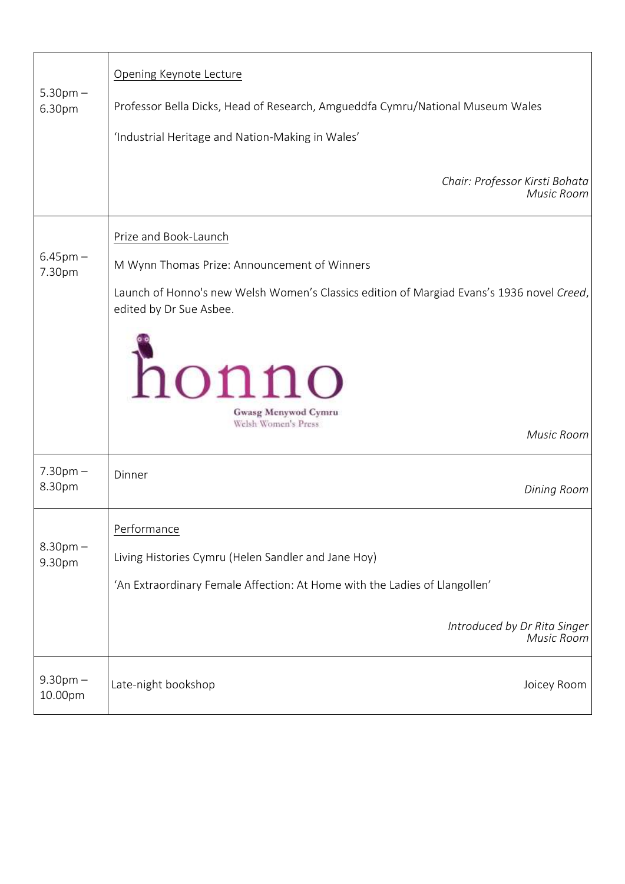| | |
|---|---|
| 5.30pm – 6.30pm | <u>Opening Keynote Lecture</u><br><br>Professor Bella Dicks, Head of Research, Amgueddfa Cymru/National Museum Wales<br><br>'Industrial Heritage and Nation-Making in Wales'<br><br>*Chair: Professor Kirsti Bohata*<br>*Music Room* |
| 6.45pm – 7.30pm | <u>Prize and Book-Launch</u><br><br>M Wynn Thomas Prize: Announcement of Winners<br><br>Launch of Honno's new Welsh Women's Classics edition of Margiad Evans's 1936 novel *Creed*, edited by Dr Sue Asbee.<br><br>honno<br>Gwasg Menywod Cymru<br>Welsh Women's Press<br><br>*Music Room* |
| 7.30pm – 8.30pm | Dinner<br><br>*Dining Room* |
| 8.30pm – 9.30pm | <u>Performance</u><br><br>Living Histories Cymru (Helen Sandler and Jane Hoy)<br><br>'An Extraordinary Female Affection: At Home with the Ladies of Llangollen'<br><br>*Introduced by Dr Rita Singer*<br>*Music Room* |
| 9.30pm – 10.00pm | Late-night bookshop<br><br>Joicey Room |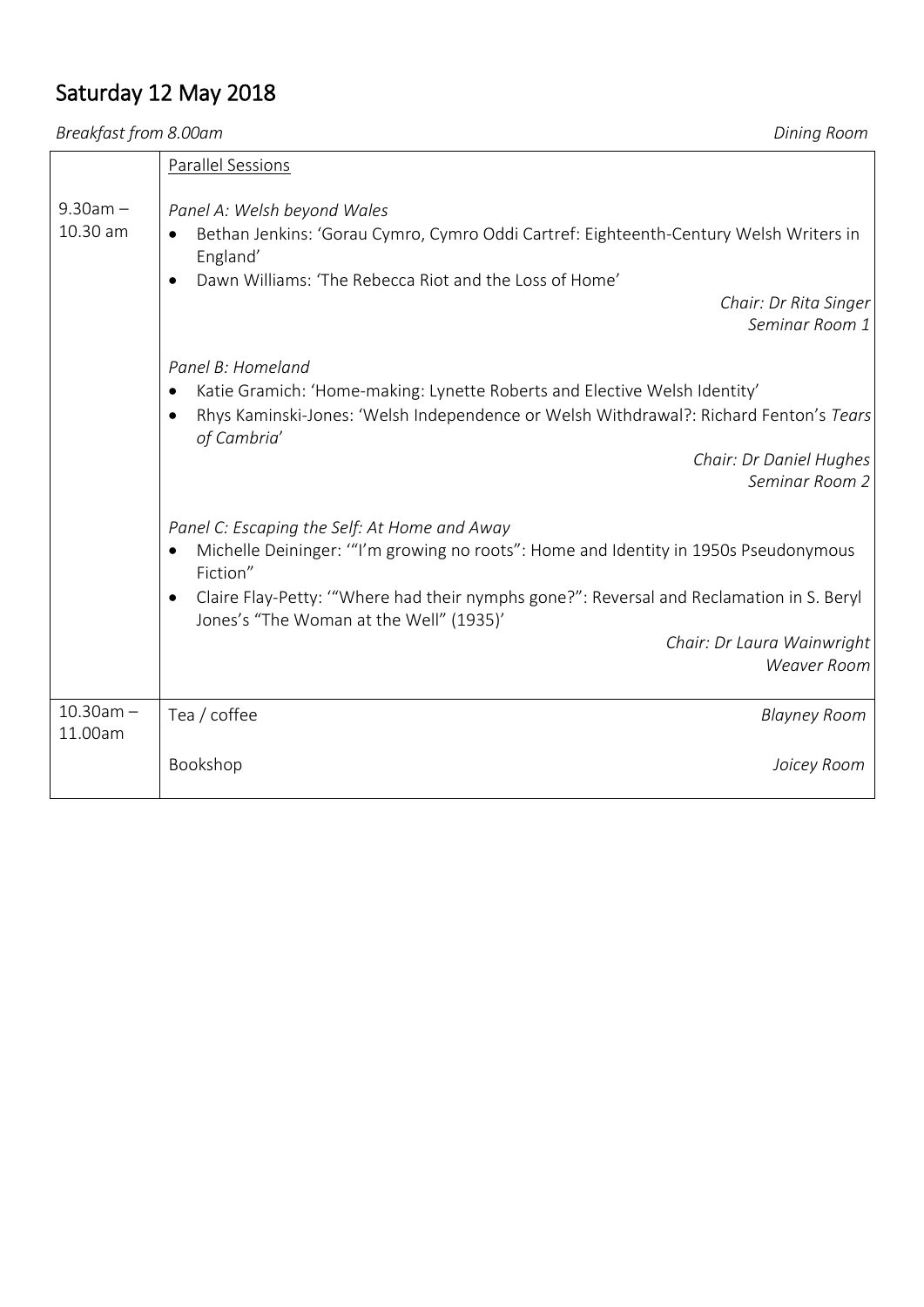## Saturday 12 May 2018

*Breakfast from 8.00am* *Dining Room*

| | Parallel Sessions |
|---|---|
| 9.30am – 10.30 am | *Panel A: Welsh beyond Wales*<br>• Bethan Jenkins: 'Gorau Cymro, Cymro Oddi Cartref: Eighteenth-Century Welsh Writers in England'<br>• Dawn Williams: 'The Rebecca Riot and the Loss of Home'<br>*Chair: Dr Rita Singer*<br>*Seminar Room 1*<br><br>*Panel B: Homeland*<br>• Katie Gramich: 'Home-making: Lynette Roberts and Elective Welsh Identity'<br>• Rhys Kaminski-Jones: 'Welsh Independence or Welsh Withdrawal?: Richard Fenton's *Tears of Cambria*'<br>*Chair: Dr Daniel Hughes*<br>*Seminar Room 2*<br><br>*Panel C: Escaping the Self: At Home and Away*<br>• Michelle Deininger: '"I'm growing no roots": Home and Identity in 1950s Pseudonymous Fiction"<br>• Claire Flay-Petty: '"Where had their nymphs gone?": Reversal and Reclamation in S. Beryl Jones's "The Woman at the Well" (1935)'<br>*Chair: Dr Laura Wainwright*<br>*Weaver Room* |
| 10.30am – 11.00am | Tea / coffee *Blayney Room*<br><br>Bookshop *Joicey Room* |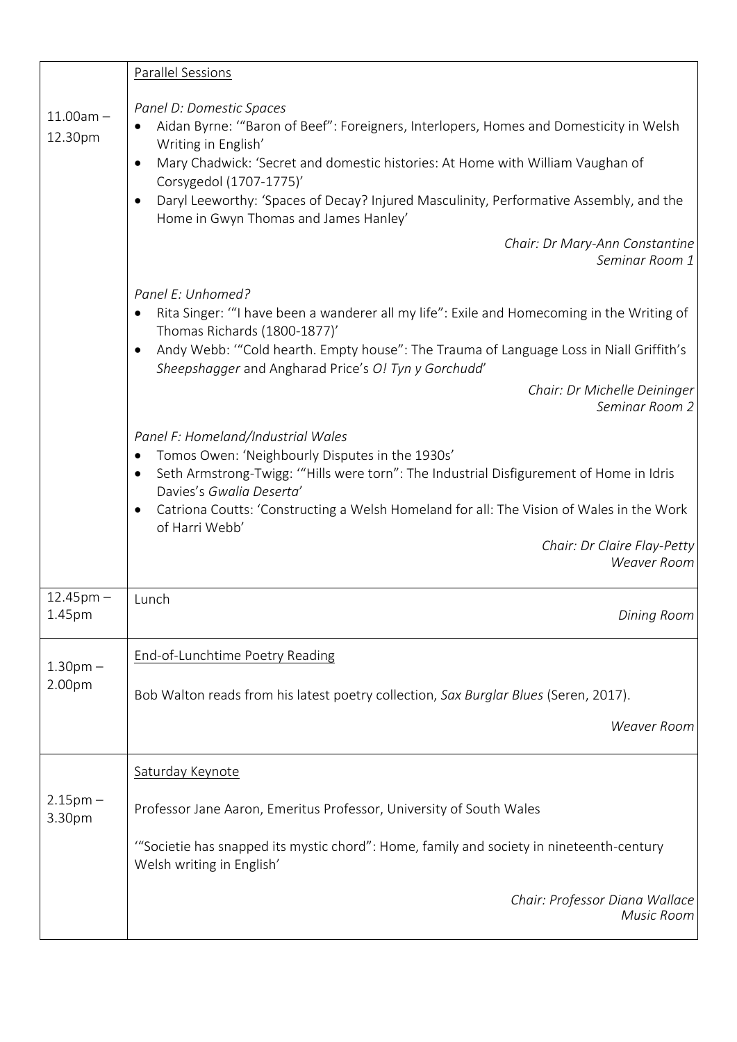| | |
|---|---|
| 11.00am – 12.30pm | Parallel Sessions<br><br>*Panel D: Domestic Spaces*<br>• Aidan Byrne: '"Baron of Beef": Foreigners, Interlopers, Homes and Domesticity in Welsh Writing in English'<br>• Mary Chadwick: 'Secret and domestic histories: At Home with William Vaughan of Corsygedol (1707-1775)'<br>• Daryl Leeworthy: 'Spaces of Decay? Injured Masculinity, Performative Assembly, and the Home in Gwyn Thomas and James Hanley'<br>*Chair: Dr Mary-Ann Constantine*<br>*Seminar Room 1*<br><br>*Panel E: Unhomed?*<br>• Rita Singer: '"I have been a wanderer all my life": Exile and Homecoming in the Writing of Thomas Richards (1800-1877)'<br>• Andy Webb: '"Cold hearth. Empty house": The Trauma of Language Loss in Niall Griffith's *Sheepshagger* and Angharad Price's *O! Tyn y Gorchudd*'<br>*Chair: Dr Michelle Deininger*<br>*Seminar Room 2*<br><br>*Panel F: Homeland/Industrial Wales*<br>• Tomos Owen: 'Neighbourly Disputes in the 1930s'<br>• Seth Armstrong-Twigg: '"Hills were torn": The Industrial Disfigurement of Home in Idris Davies's *Gwalia Deserta*'<br>• Catriona Coutts: 'Constructing a Welsh Homeland for all: The Vision of Wales in the Work of Harri Webb'<br>*Chair: Dr Claire Flay-Petty*<br>*Weaver Room* |
| 12.45pm – 1.45pm | Lunch<br>*Dining Room* |
| 1.30pm – 2.00pm | End-of-Lunchtime Poetry Reading<br><br>Bob Walton reads from his latest poetry collection, *Sax Burglar Blues* (Seren, 2017).<br><br>*Weaver Room* |
| 2.15pm – 3.30pm | Saturday Keynote<br><br>Professor Jane Aaron, Emeritus Professor, University of South Wales<br><br>'"Societie has snapped its mystic chord": Home, family and society in nineteenth-century Welsh writing in English'<br><br>*Chair: Professor Diana Wallace*<br>*Music Room* |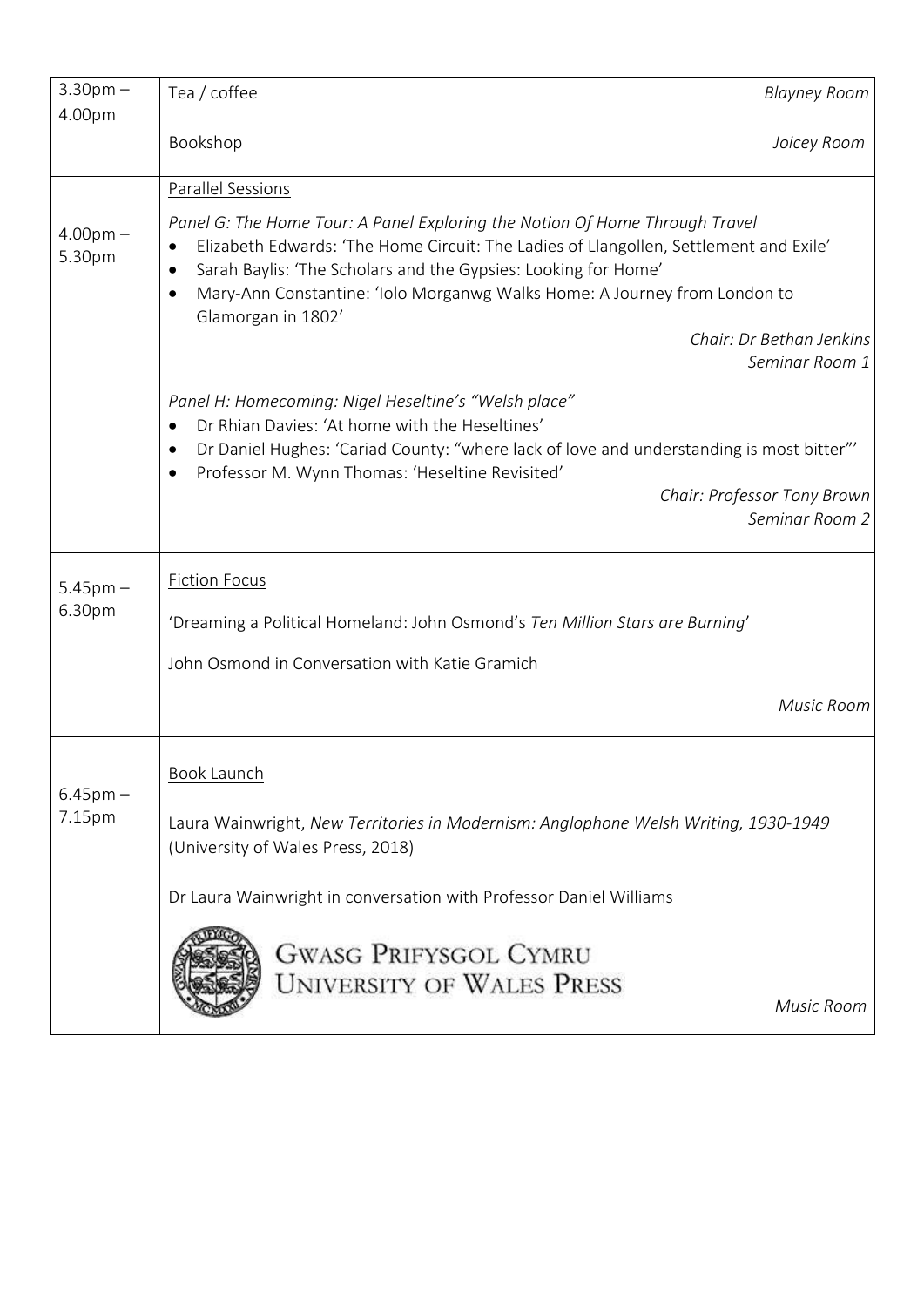| | |
|---|---|
| 3.30pm – 4.00pm | Tea / coffee *Blayney Room*<br><br>Bookshop *Joicey Room* |
| 4.00pm – 5.30pm | Parallel Sessions<br><br>*Panel G: The Home Tour: A Panel Exploring the Notion Of Home Through Travel*<br>• Elizabeth Edwards: 'The Home Circuit: The Ladies of Llangollen, Settlement and Exile'<br>• Sarah Baylis: 'The Scholars and the Gypsies: Looking for Home'<br>• Mary-Ann Constantine: 'Iolo Morganwg Walks Home: A Journey from London to Glamorgan in 1802'<br>*Chair: Dr Bethan Jenkins*<br>*Seminar Room 1*<br><br>*Panel H: Homecoming: Nigel Heseltine's "Welsh place"*<br>• Dr Rhian Davies: 'At home with the Heseltines'<br>• Dr Daniel Hughes: 'Cariad County: "where lack of love and understanding is most bitter"'<br>• Professor M. Wynn Thomas: 'Heseltine Revisited'<br>*Chair: Professor Tony Brown*<br>*Seminar Room 2* |
| 5.45pm – 6.30pm | Fiction Focus<br><br>'Dreaming a Political Homeland: John Osmond's *Ten Million Stars are Burning*'<br><br>John Osmond in Conversation with Katie Gramich<br><br>*Music Room* |
| 6.45pm – 7.15pm | Book Launch<br><br>Laura Wainwright, *New Territories in Modernism: Anglophone Welsh Writing, 1930-1949* (University of Wales Press, 2018)<br><br>Dr Laura Wainwright in conversation with Professor Daniel Williams<br><br>GWASG PRIFYSGOL CYMRU<br>UNIVERSITY OF WALES PRESS<br><br>*Music Room* |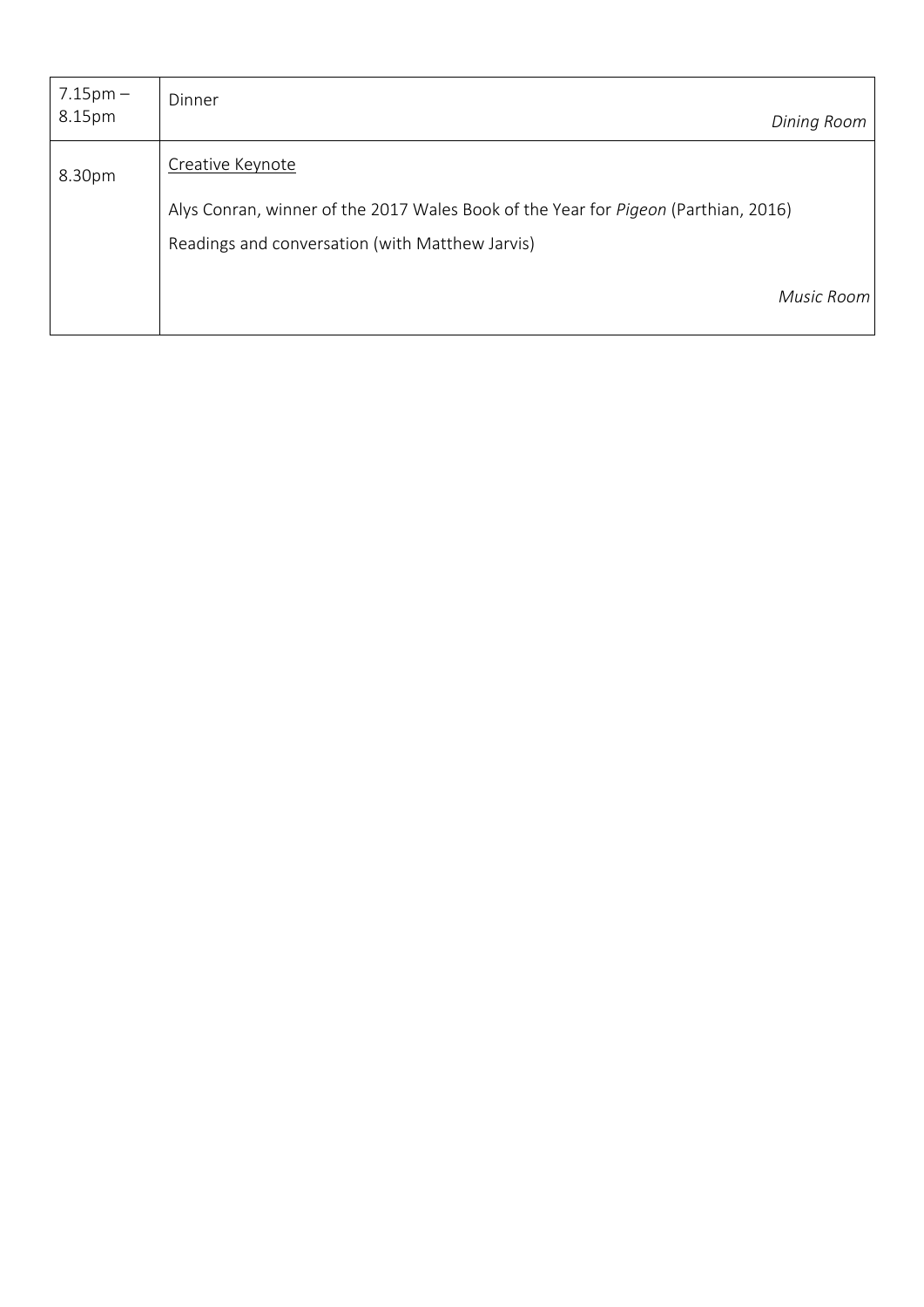| | |
|---|---|
| 7.15pm – 8.15pm | Dinner<br>*Dining Room* |
| 8.30pm | <u>Creative Keynote</u><br>Alys Conran, winner of the 2017 Wales Book of the Year for *Pigeon* (Parthian, 2016)<br>Readings and conversation (with Matthew Jarvis)<br>*Music Room* |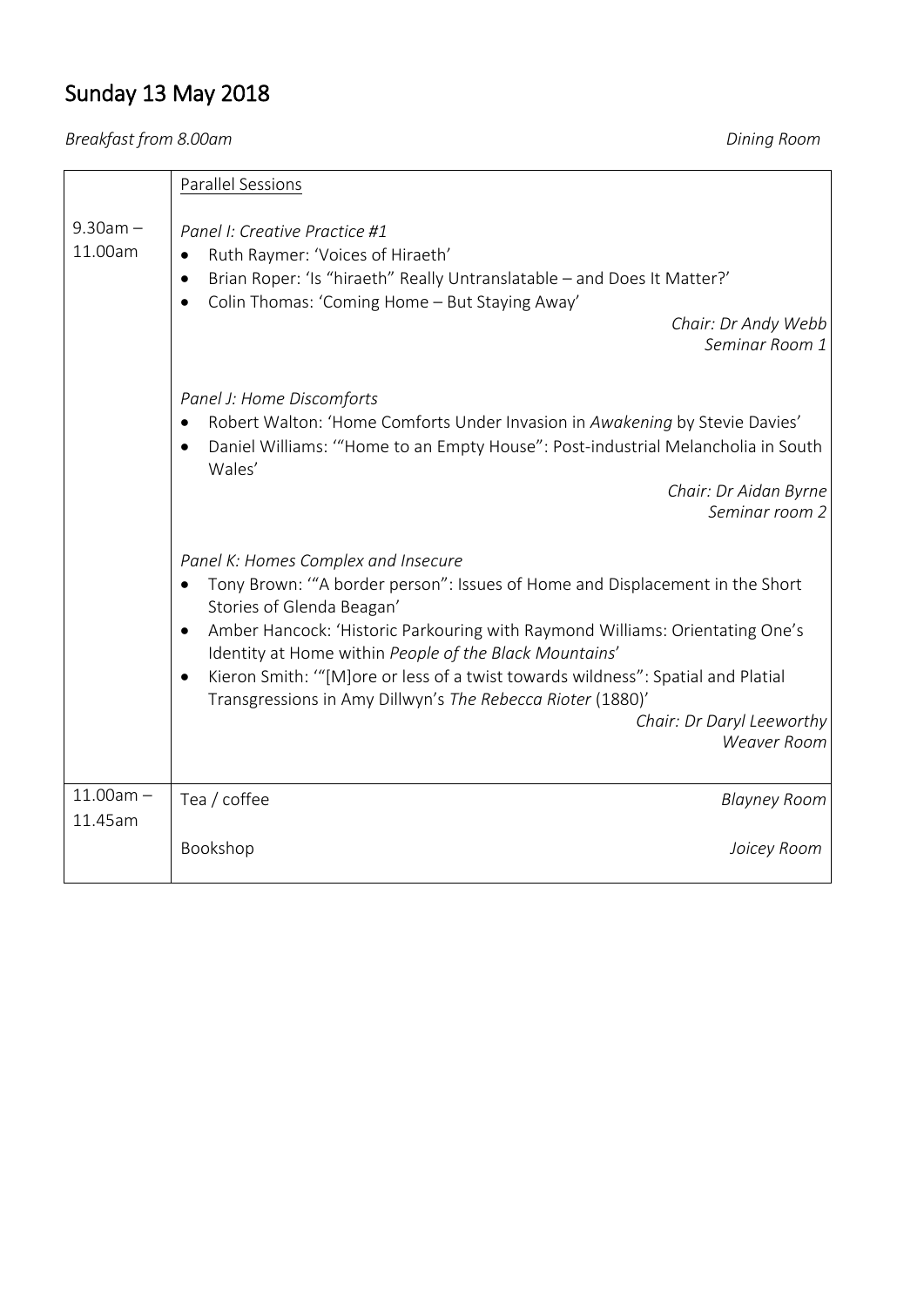## Sunday 13 May 2018

*Breakfast from 8.00am* *Dining Room*

| | |
|---|---|
| 9.30am – 11.00am | Parallel Sessions<br><br>*Panel I: Creative Practice #1*<br>• Ruth Raymer: 'Voices of Hiraeth'<br>• Brian Roper: 'Is "hiraeth" Really Untranslatable – and Does It Matter?'<br>• Colin Thomas: 'Coming Home – But Staying Away'<br>*Chair: Dr Andy Webb*<br>*Seminar Room 1*<br><br>*Panel J: Home Discomforts*<br>• Robert Walton: 'Home Comforts Under Invasion in *Awakening* by Stevie Davies'<br>• Daniel Williams: '"Home to an Empty House": Post-industrial Melancholia in South Wales'<br>*Chair: Dr Aidan Byrne*<br>*Seminar room 2*<br><br>*Panel K: Homes Complex and Insecure*<br>• Tony Brown: '"A border person": Issues of Home and Displacement in the Short Stories of Glenda Beagan'<br>• Amber Hancock: 'Historic Parkouring with Raymond Williams: Orientating One's Identity at Home within *People of the Black Mountains*'<br>• Kieron Smith: '"[M]ore or less of a twist towards wildness": Spatial and Platial Transgressions in Amy Dillwyn's *The Rebecca Rioter* (1880)'<br>*Chair: Dr Daryl Leeworthy*<br>*Weaver Room* |
| 11.00am – 11.45am | Tea / coffee *Blayney Room*<br><br>Bookshop *Joicey Room* |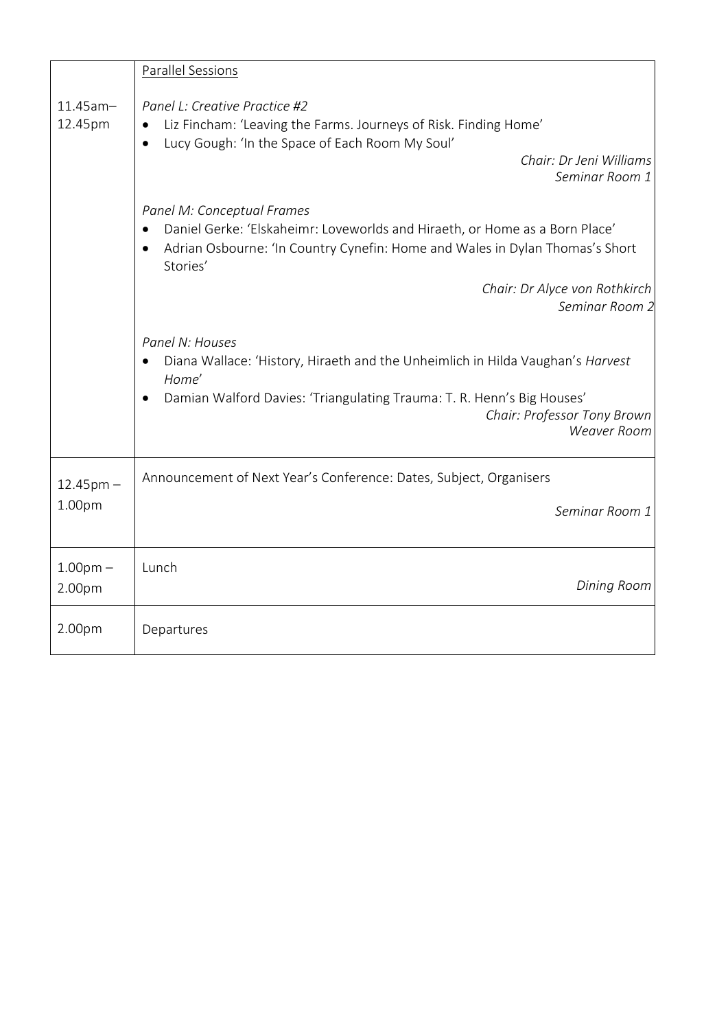| | |
|---|---|
| 11.45am–12.45pm | Parallel Sessions<br><br>*Panel L: Creative Practice #2*<br>• Liz Fincham: 'Leaving the Farms. Journeys of Risk. Finding Home'<br>• Lucy Gough: 'In the Space of Each Room My Soul'<br>*Chair: Dr Jeni Williams*<br>*Seminar Room 1*<br><br>*Panel M: Conceptual Frames*<br>• Daniel Gerke: 'Elskaheimr: Loveworlds and Hiraeth, or Home as a Born Place'<br>• Adrian Osbourne: 'In Country Cynefin: Home and Wales in Dylan Thomas's Short Stories'<br>*Chair: Dr Alyce von Rothkirch*<br>*Seminar Room 2*<br><br>*Panel N: Houses*<br>• Diana Wallace: 'History, Hiraeth and the Unheimlich in Hilda Vaughan's *Harvest Home*'<br>• Damian Walford Davies: 'Triangulating Trauma: T. R. Henn's Big Houses'<br>*Chair: Professor Tony Brown*<br>*Weaver Room* |
| 12.45pm – 1.00pm | Announcement of Next Year's Conference: Dates, Subject, Organisers<br>*Seminar Room 1* |
| 1.00pm – 2.00pm | Lunch<br>*Dining Room* |
| 2.00pm | Departures |